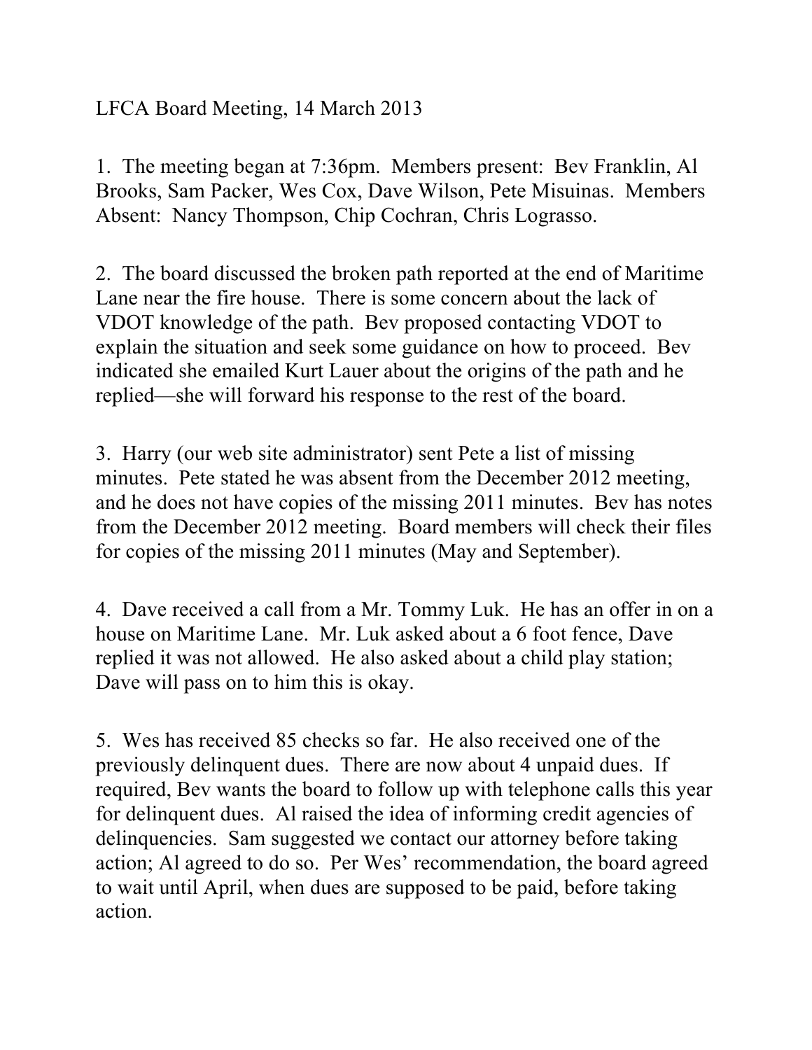LFCA Board Meeting, 14 March 2013

1. The meeting began at 7:36pm. Members present: Bev Franklin, Al Brooks, Sam Packer, Wes Cox, Dave Wilson, Pete Misuinas. Members Absent: Nancy Thompson, Chip Cochran, Chris Lograsso.

2. The board discussed the broken path reported at the end of Maritime Lane near the fire house. There is some concern about the lack of VDOT knowledge of the path. Bev proposed contacting VDOT to explain the situation and seek some guidance on how to proceed. Bev indicated she emailed Kurt Lauer about the origins of the path and he replied—she will forward his response to the rest of the board.

3. Harry (our web site administrator) sent Pete a list of missing minutes. Pete stated he was absent from the December 2012 meeting, and he does not have copies of the missing 2011 minutes. Bev has notes from the December 2012 meeting. Board members will check their files for copies of the missing 2011 minutes (May and September).

4. Dave received a call from a Mr. Tommy Luk. He has an offer in on a house on Maritime Lane. Mr. Luk asked about a 6 foot fence, Dave replied it was not allowed. He also asked about a child play station; Dave will pass on to him this is okay.

5. Wes has received 85 checks so far. He also received one of the previously delinquent dues. There are now about 4 unpaid dues. If required, Bev wants the board to follow up with telephone calls this year for delinquent dues. Al raised the idea of informing credit agencies of delinquencies. Sam suggested we contact our attorney before taking action; Al agreed to do so. Per Wes' recommendation, the board agreed to wait until April, when dues are supposed to be paid, before taking action.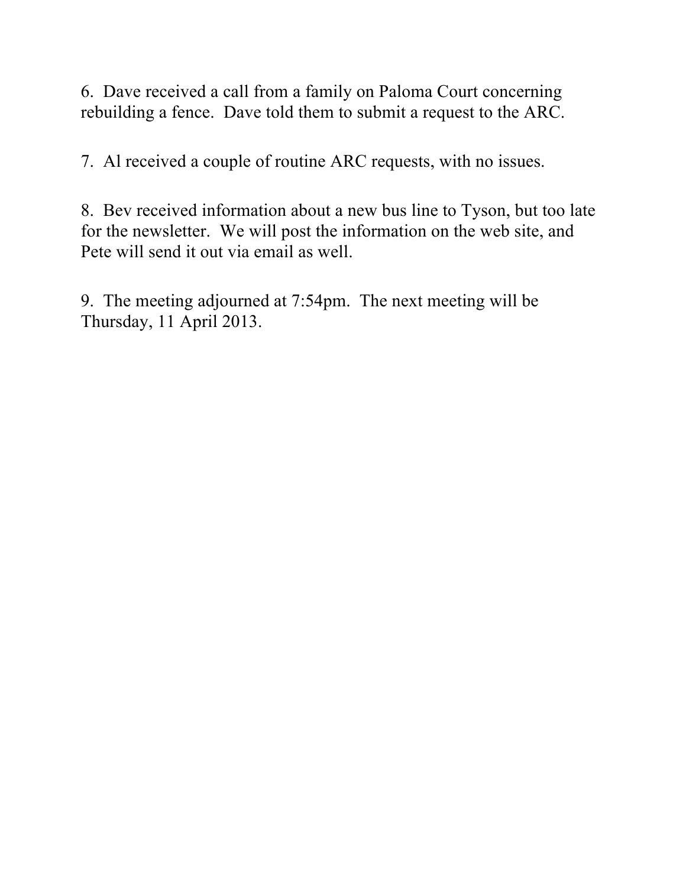6. Dave received a call from a family on Paloma Court concerning rebuilding a fence. Dave told them to submit a request to the ARC.

7. Al received a couple of routine ARC requests, with no issues.

8. Bev received information about a new bus line to Tyson, but too late for the newsletter. We will post the information on the web site, and Pete will send it out via email as well.

9. The meeting adjourned at 7:54pm. The next meeting will be Thursday, 11 April 2013.